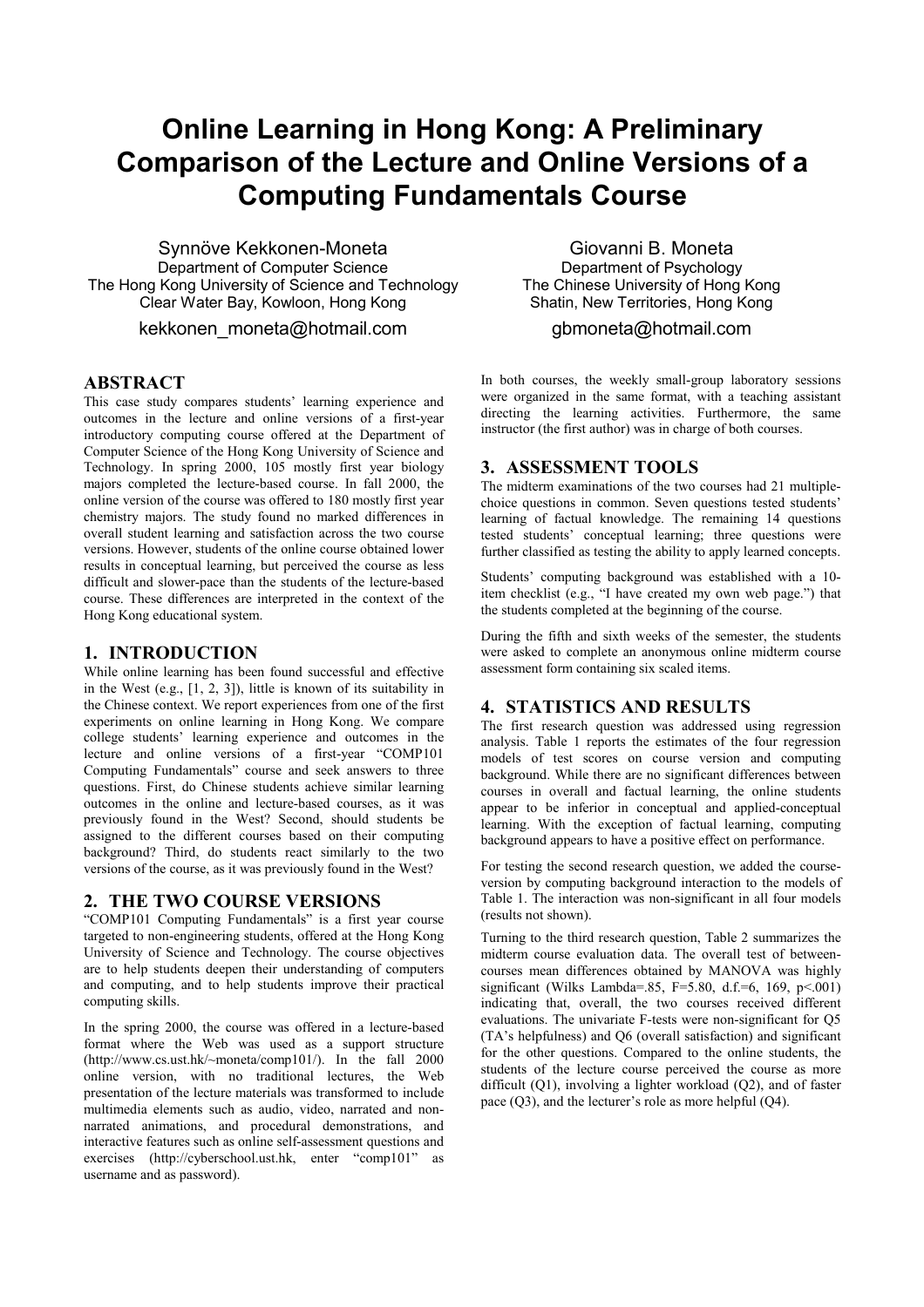# Online Learning in Hong Kong: A Preliminary Comparison of the Lecture and Online Versions of a Computing Fundamentals Course

Synnöve Kekkonen-Moneta
Department of Computer Science
The Hong Kong University of Science and Technology
Clear Water Bay, Kowloon, Hong Kong
kekkonen_moneta@hotmail.com

Giovanni B. Moneta
Department of Psychology
The Chinese University of Hong Kong
Shatin, New Territories, Hong Kong
gbmoneta@hotmail.com

## ABSTRACT

This case study compares students' learning experience and outcomes in the lecture and online versions of a first-year introductory computing course offered at the Department of Computer Science of the Hong Kong University of Science and Technology. In spring 2000, 105 mostly first year biology majors completed the lecture-based course. In fall 2000, the online version of the course was offered to 180 mostly first year chemistry majors. The study found no marked differences in overall student learning and satisfaction across the two course versions. However, students of the online course obtained lower results in conceptual learning, but perceived the course as less difficult and slower-pace than the students of the lecture-based course. These differences are interpreted in the context of the Hong Kong educational system.

## 1. INTRODUCTION

While online learning has been found successful and effective in the West (e.g., [1, 2, 3]), little is known of its suitability in the Chinese context. We report experiences from one of the first experiments on online learning in Hong Kong. We compare college students' learning experience and outcomes in the lecture and online versions of a first-year "COMP101 Computing Fundamentals" course and seek answers to three questions. First, do Chinese students achieve similar learning outcomes in the online and lecture-based courses, as it was previously found in the West? Second, should students be assigned to the different courses based on their computing background? Third, do students react similarly to the two versions of the course, as it was previously found in the West?

## 2. THE TWO COURSE VERSIONS

"COMP101 Computing Fundamentals" is a first year course targeted to non-engineering students, offered at the Hong Kong University of Science and Technology. The course objectives are to help students deepen their understanding of computers and computing, and to help students improve their practical computing skills.

In the spring 2000, the course was offered in a lecture-based format where the Web was used as a support structure (http://www.cs.ust.hk/~moneta/comp101/). In the fall 2000 online version, with no traditional lectures, the Web presentation of the lecture materials was transformed to include multimedia elements such as audio, video, narrated and non-narrated animations, and procedural demonstrations, and interactive features such as online self-assessment questions and exercises (http://cyberschool.ust.hk, enter "comp101" as username and as password).

In both courses, the weekly small-group laboratory sessions were organized in the same format, with a teaching assistant directing the learning activities. Furthermore, the same instructor (the first author) was in charge of both courses.

## 3. ASSESSMENT TOOLS

The midterm examinations of the two courses had 21 multiple-choice questions in common. Seven questions tested students' learning of factual knowledge. The remaining 14 questions tested students' conceptual learning; three questions were further classified as testing the ability to apply learned concepts.

Students' computing background was established with a 10-item checklist (e.g., "I have created my own web page.") that the students completed at the beginning of the course.

During the fifth and sixth weeks of the semester, the students were asked to complete an anonymous online midterm course assessment form containing six scaled items.

## 4. STATISTICS AND RESULTS

The first research question was addressed using regression analysis. Table 1 reports the estimates of the four regression models of test scores on course version and computing background. While there are no significant differences between courses in overall and factual learning, the online students appear to be inferior in conceptual and applied-conceptual learning. With the exception of factual learning, computing background appears to have a positive effect on performance.

For testing the second research question, we added the course-version by computing background interaction to the models of Table 1. The interaction was non-significant in all four models (results not shown).

Turning to the third research question, Table 2 summarizes the midterm course evaluation data. The overall test of between-courses mean differences obtained by MANOVA was highly significant (Wilks Lambda=.85, F=5.80, d.f.=6, 169, p<.001) indicating that, overall, the two courses received different evaluations. The univariate F-tests were non-significant for Q5 (TA's helpfulness) and Q6 (overall satisfaction) and significant for the other questions. Compared to the online students, the students of the lecture course perceived the course as more difficult (Q1), involving a lighter workload (Q2), and of faster pace (Q3), and the lecturer's role as more helpful (Q4).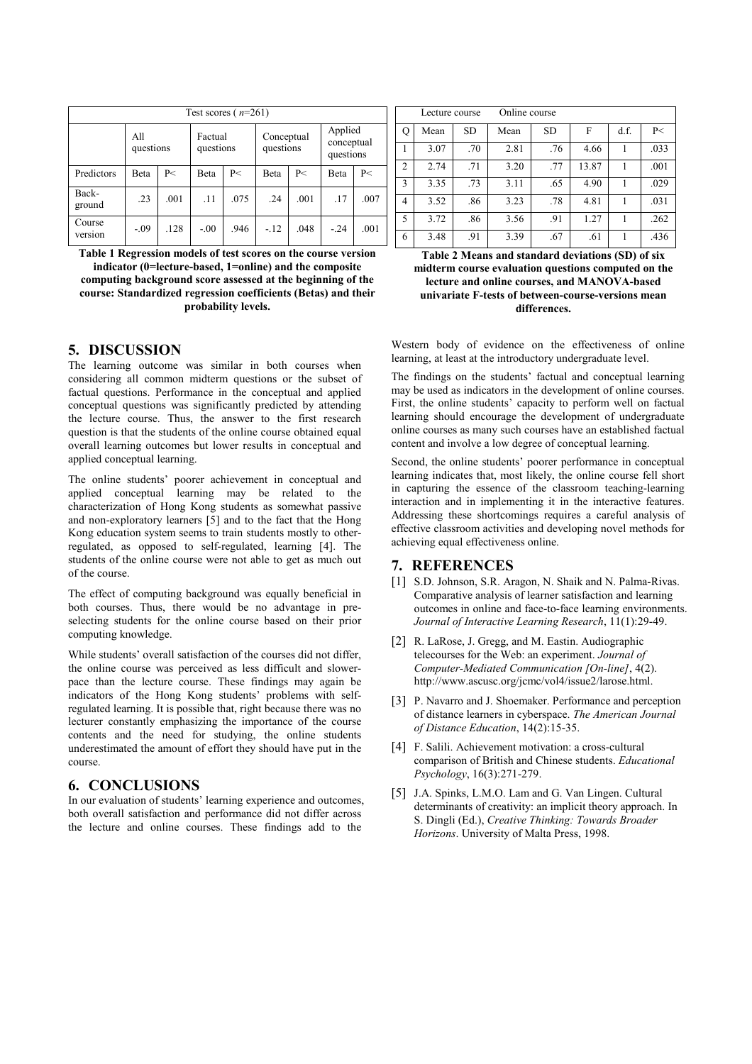| Test scores ( $n$=261) | | | | | | | | |
|---|---|---|---|---|---|---|---|---|
| | All questions | | Factual questions | | Conceptual questions | | Applied conceptual questions | |
| Predictors | Beta | P< | Beta | P< | Beta | P< | Beta | P< |
| Back-ground | .23 | .001 | .11 | .075 | .24 | .001 | .17 | .007 |
| Course version | -.09 | .128 | -.00 | .946 | -.12 | .048 | -.24 | .001 |

**Table 1 Regression models of test scores on the course version indicator (0=lecture-based, 1=online) and the composite computing background score assessed at the beginning of the course: Standardized regression coefficients (Betas) and their probability levels.**

| | Lecture course | | Online course | | | | |
|---|---|---|---|---|---|---|---|
| Q | Mean | SD | Mean | SD | F | d.f. | P< |
| 1 | 3.07 | .70 | 2.81 | .76 | 4.66 | 1 | .033 |
| 2 | 2.74 | .71 | 3.20 | .77 | 13.87 | 1 | .001 |
| 3 | 3.35 | .73 | 3.11 | .65 | 4.90 | 1 | .029 |
| 4 | 3.52 | .86 | 3.23 | .78 | 4.81 | 1 | .031 |
| 5 | 3.72 | .86 | 3.56 | .91 | 1.27 | 1 | .262 |
| 6 | 3.48 | .91 | 3.39 | .67 | .61 | 1 | .436 |

**Table 2 Means and standard deviations (SD) of six midterm course evaluation questions computed on the lecture and online courses, and MANOVA-based univariate F-tests of between-course-versions mean differences.**

## 5. DISCUSSION

The learning outcome was similar in both courses when considering all common midterm questions or the subset of factual questions. Performance in the conceptual and applied conceptual questions was significantly predicted by attending the lecture course. Thus, the answer to the first research question is that the students of the online course obtained equal overall learning outcomes but lower results in conceptual and applied conceptual learning.

The online students' poorer achievement in conceptual and applied conceptual learning may be related to the characterization of Hong Kong students as somewhat passive and non-exploratory learners [5] and to the fact that the Hong Kong education system seems to train students mostly to other-regulated, as opposed to self-regulated, learning [4]. The students of the online course were not able to get as much out of the course.

The effect of computing background was equally beneficial in both courses. Thus, there would be no advantage in pre-selecting students for the online course based on their prior computing knowledge.

While students' overall satisfaction of the courses did not differ, the online course was perceived as less difficult and slower-pace than the lecture course. These findings may again be indicators of the Hong Kong students' problems with self-regulated learning. It is possible that, right because there was no lecturer constantly emphasizing the importance of the course contents and the need for studying, the online students underestimated the amount of effort they should have put in the course.

## 6. CONCLUSIONS

In our evaluation of students' learning experience and outcomes, both overall satisfaction and performance did not differ across the lecture and online courses. These findings add to the Western body of evidence on the effectiveness of online learning, at least at the introductory undergraduate level.

The findings on the students' factual and conceptual learning may be used as indicators in the development of online courses. First, the online students' capacity to perform well on factual learning should encourage the development of undergraduate online courses as many such courses have an established factual content and involve a low degree of conceptual learning.

Second, the online students' poorer performance in conceptual learning indicates that, most likely, the online course fell short in capturing the essence of the classroom teaching-learning interaction and in implementing it in the interactive features. Addressing these shortcomings requires a careful analysis of effective classroom activities and developing novel methods for achieving equal effectiveness online.

## 7. REFERENCES

[1] S.D. Johnson, S.R. Aragon, N. Shaik and N. Palma-Rivas. Comparative analysis of learner satisfaction and learning outcomes in online and face-to-face learning environments. *Journal of Interactive Learning Research*, 11(1):29-49.

[2] R. LaRose, J. Gregg, and M. Eastin. Audiographic telecourses for the Web: an experiment. *Journal of Computer-Mediated Communication [On-line]*, 4(2). http://www.ascusc.org/jcmc/vol4/issue2/larose.html.

[3] P. Navarro and J. Shoemaker. Performance and perception of distance learners in cyberspace. *The American Journal of Distance Education*, 14(2):15-35.

[4] F. Salili. Achievement motivation: a cross-cultural comparison of British and Chinese students. *Educational Psychology*, 16(3):271-279.

[5] J.A. Spinks, L.M.O. Lam and G. Van Lingen. Cultural determinants of creativity: an implicit theory approach. In S. Dingli (Ed.), *Creative Thinking: Towards Broader Horizons*. University of Malta Press, 1998.